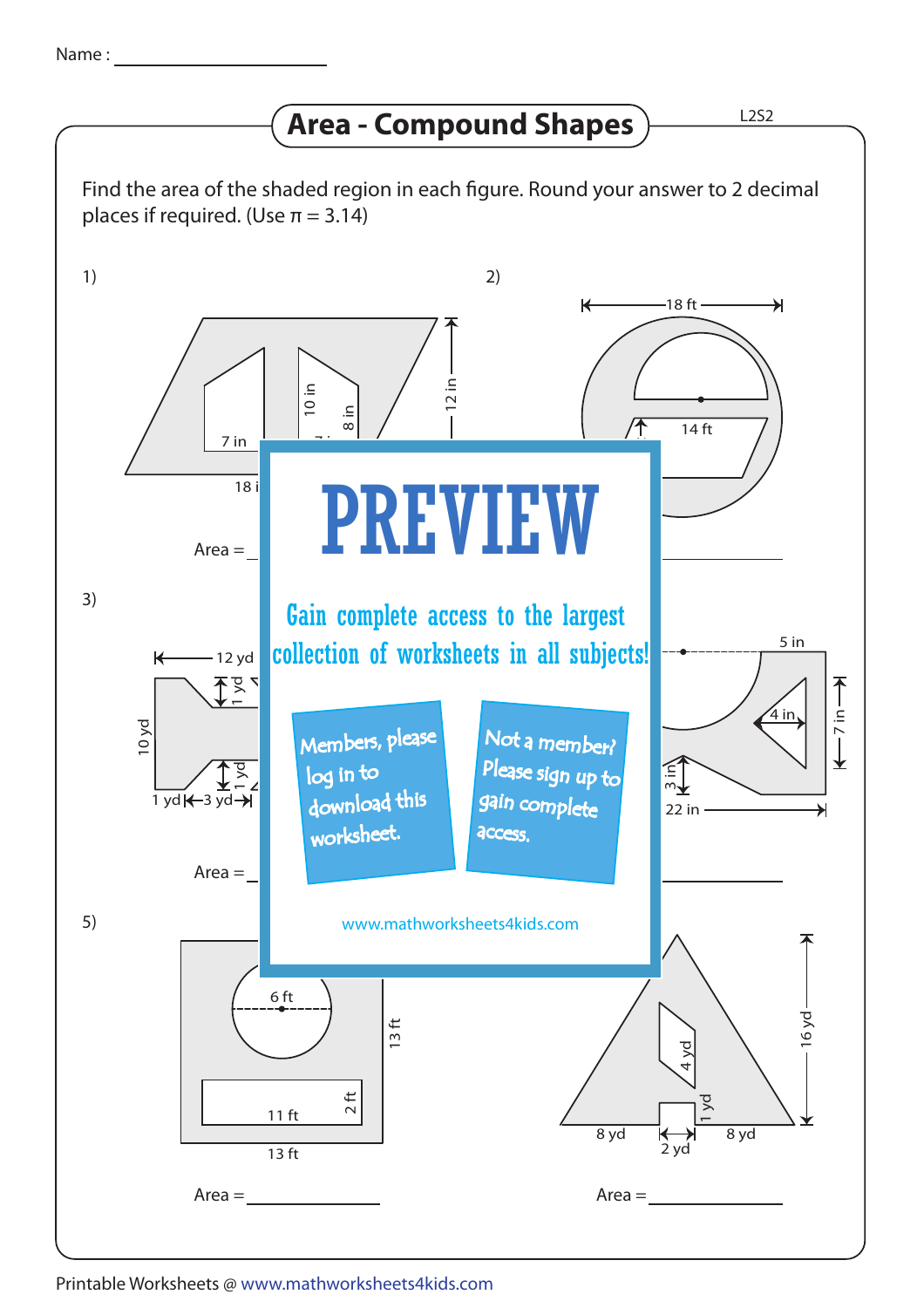Name : ____________________

# Area - Compound Shapes

L2S2

Find the area of the shaded region in each figure. Round your answer to 2 decimal places if required. (Use π = 3.14)

1)

7 in

10 in

8 in

12 in

18 i

Area = ____________

2)

18 ft

14 ft

Area = ____________

3)

12 yd

1 yd

10 yd

1 yd

1 yd

3 yd

Area = ____________

4)

5 in

4 in

7 in

3 in

22 in

Area = ____________

5)

6 ft

13 ft

11 ft

2 ft

13 ft

Area = ____________

6)

4 yd

16 yd

1 yd

8 yd

2 yd

8 yd

Area = ____________

**PREVIEW**

Gain complete access to the largest collection of worksheets in all subjects!

Members, please log in to download this worksheet.

Not a member? Please sign up to gain complete access.

www.mathworksheets4kids.com

Printable Worksheets @ www.mathworksheets4kids.com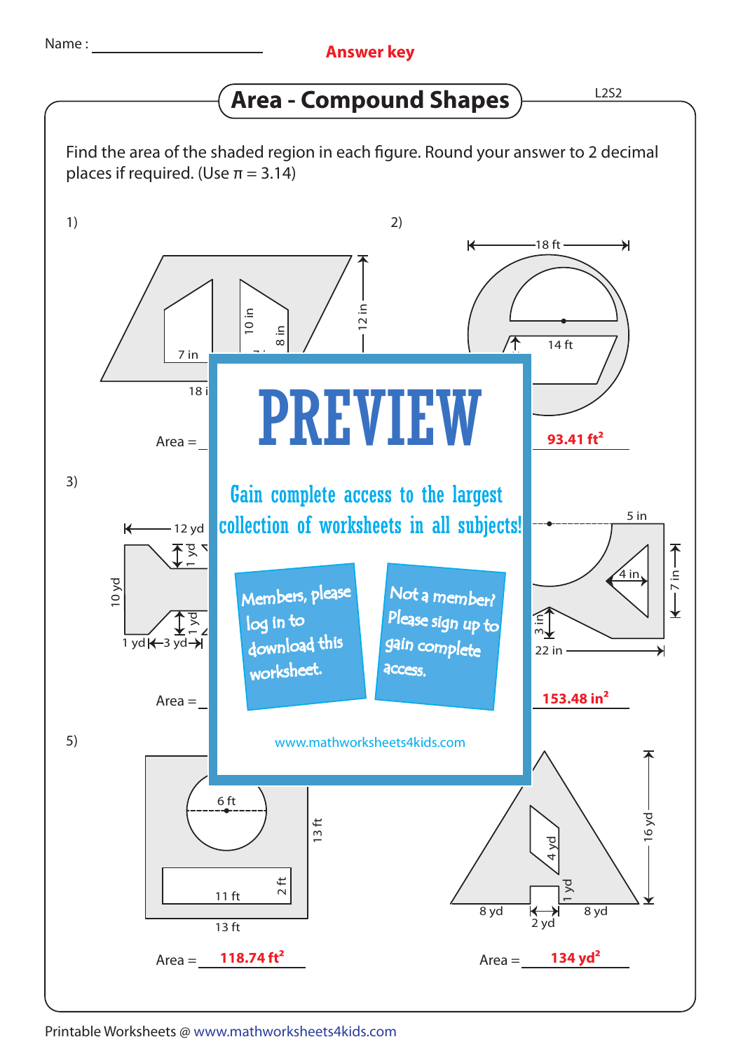Name : ____________________

**Answer key**

# Area - Compound Shapes

L2S2

Find the area of the shaded region in each figure. Round your answer to 2 decimal places if required. (Use π = 3.14)

1)

7 in

10 in

8 in

12 in

18 i

Area = ____

2)

18 ft

14 ft

**93.41 ft²**

3)

12 yd

1 yd

10 yd

1 yd

1 yd

3 yd

Area = ____

4)

5 in

4 in

7 in

3 in

22 in

**153.48 in²**

5)

6 ft

13 ft

11 ft

2 ft

13 ft

Area = **118.74 ft²**

6)

4 yd

16 yd

1 yd

8 yd

2 yd

8 yd

Area = **134 yd²**

**PREVIEW**

Gain complete access to the largest collection of worksheets in all subjects!

Members, please log in to download this worksheet.

Not a member? Please sign up to gain complete access.

www.mathworksheets4kids.com

Printable Worksheets @ www.mathworksheets4kids.com